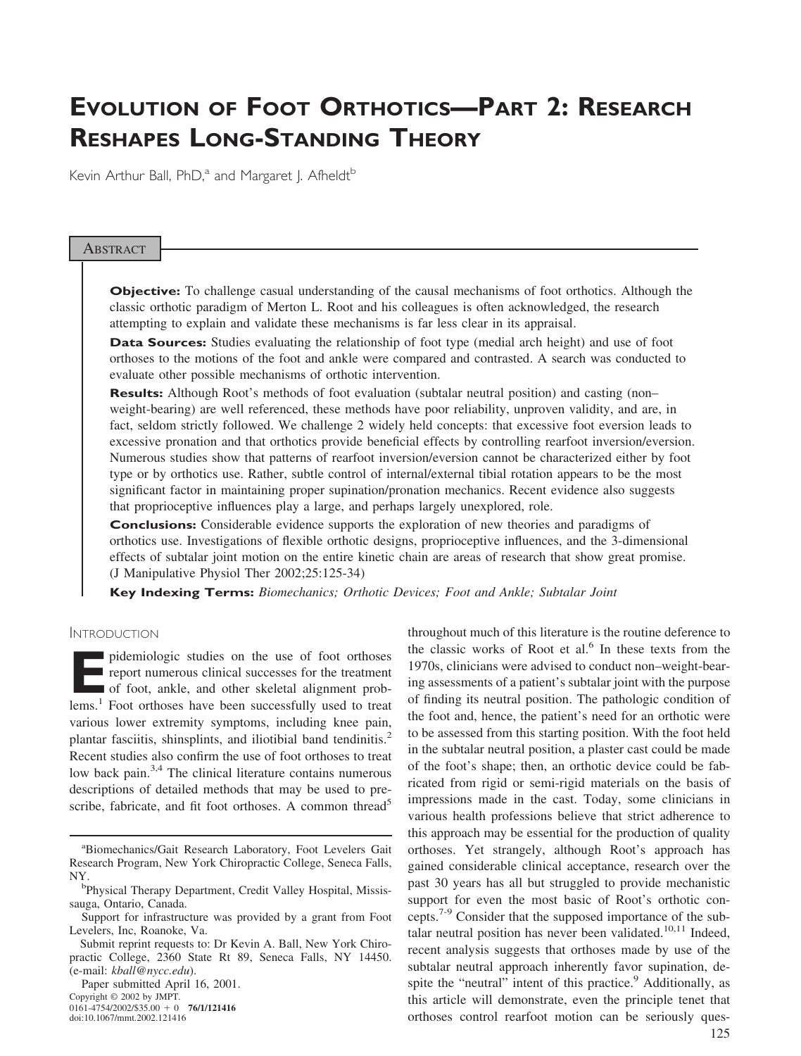# Evolution of Foot Orthotics—Part 2: Research Reshapes Long-Standing Theory

Kevin Arthur Ball, PhD,[a] and Margaret J. Afheldt[b]

## Abstract

**Objective:** To challenge casual understanding of the causal mechanisms of foot orthotics. Although the classic orthotic paradigm of Merton L. Root and his colleagues is often acknowledged, the research attempting to explain and validate these mechanisms is far less clear in its appraisal.

**Data Sources:** Studies evaluating the relationship of foot type (medial arch height) and use of foot orthoses to the motions of the foot and ankle were compared and contrasted. A search was conducted to evaluate other possible mechanisms of orthotic intervention.

**Results:** Although Root's methods of foot evaluation (subtalar neutral position) and casting (non–weight-bearing) are well referenced, these methods have poor reliability, unproven validity, and are, in fact, seldom strictly followed. We challenge 2 widely held concepts: that excessive foot eversion leads to excessive pronation and that orthotics provide beneficial effects by controlling rearfoot inversion/eversion. Numerous studies show that patterns of rearfoot inversion/eversion cannot be characterized either by foot type or by orthotics use. Rather, subtle control of internal/external tibial rotation appears to be the most significant factor in maintaining proper supination/pronation mechanics. Recent evidence also suggests that proprioceptive influences play a large, and perhaps largely unexplored, role.

**Conclusions:** Considerable evidence supports the exploration of new theories and paradigms of orthotics use. Investigations of flexible orthotic designs, proprioceptive influences, and the 3-dimensional effects of subtalar joint motion on the entire kinetic chain are areas of research that show great promise. (J Manipulative Physiol Ther 2002;25:125-34)

**Key Indexing Terms:** *Biomechanics; Orthotic Devices; Foot and Ankle; Subtalar Joint*

## Introduction

Epidemiologic studies on the use of foot orthoses report numerous clinical successes for the treatment of foot, ankle, and other skeletal alignment problems.[1] Foot orthoses have been successfully used to treat various lower extremity symptoms, including knee pain, plantar fasciitis, shinsplints, and iliotibial band tendinitis.[2] Recent studies also confirm the use of foot orthoses to treat low back pain.[3,4] The clinical literature contains numerous descriptions of detailed methods that may be used to prescribe, fabricate, and fit foot orthoses. A common thread[5] throughout much of this literature is the routine deference to the classic works of Root et al.[6] In these texts from the 1970s, clinicians were advised to conduct non–weight-bearing assessments of a patient's subtalar joint with the purpose of finding its neutral position. The pathologic condition of the foot and, hence, the patient's need for an orthotic were to be assessed from this starting position. With the foot held in the subtalar neutral position, a plaster cast could be made of the foot's shape; then, an orthotic device could be fabricated from rigid or semi-rigid materials on the basis of impressions made in the cast. Today, some clinicians in various health professions believe that strict adherence to this approach may be essential for the production of quality orthoses. Yet strangely, although Root's approach has gained considerable clinical acceptance, research over the past 30 years has all but struggled to provide mechanistic support for even the most basic of Root's orthotic concepts.[7-9] Consider that the supposed importance of the subtalar neutral position has never been validated.[10,11] Indeed, recent analysis suggests that orthoses made by use of the subtalar neutral approach inherently favor supination, despite the "neutral" intent of this practice.[9] Additionally, as this article will demonstrate, even the principle tenet that orthoses control rearfoot motion can be seriously ques-

[a]Biomechanics/Gait Research Laboratory, Foot Levelers Gait Research Program, New York Chiropractic College, Seneca Falls, NY.

[b]Physical Therapy Department, Credit Valley Hospital, Mississauga, Ontario, Canada.

Support for infrastructure was provided by a grant from Foot Levelers, Inc, Roanoke, Va.

Submit reprint requests to: Dr Kevin A. Ball, New York Chiropractic College, 2360 State Rt 89, Seneca Falls, NY 14450. (e-mail: *kball@nycc.edu*).

Paper submitted April 16, 2001.

Copyright © 2002 by JMPT.
0161-4754/2002/$35.00 + 0 **76/1/121416**
doi:10.1067/mmt.2002.121416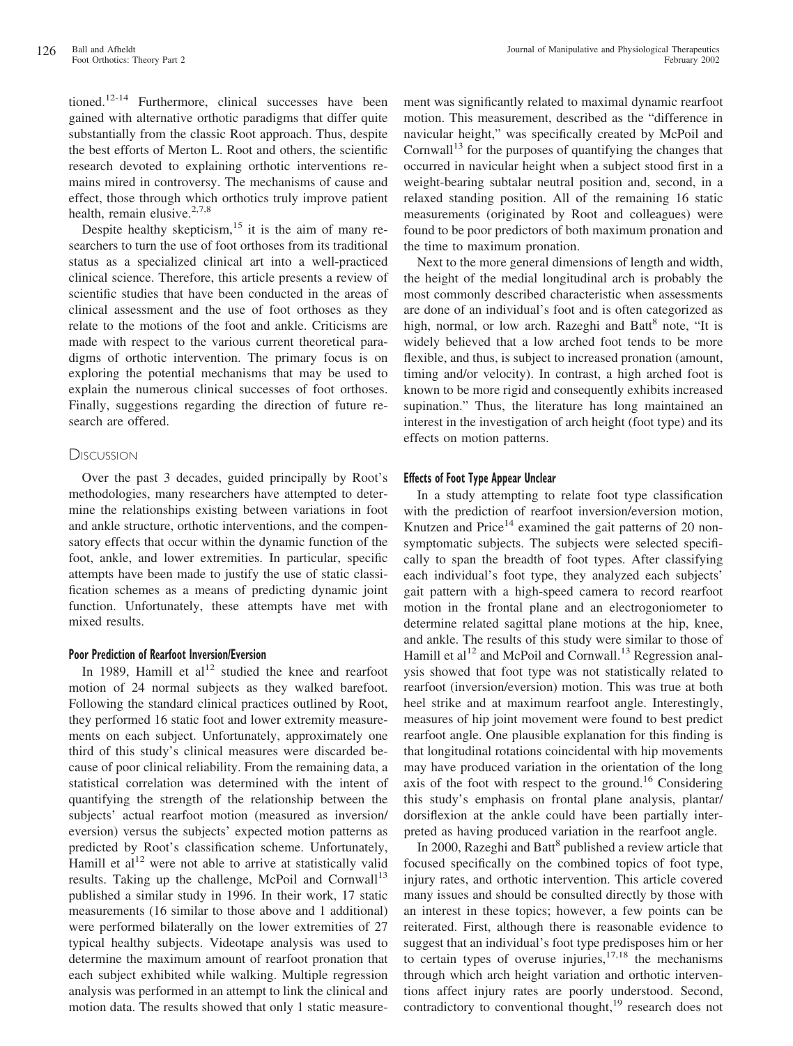tioned.[12-14] Furthermore, clinical successes have been gained with alternative orthotic paradigms that differ quite substantially from the classic Root approach. Thus, despite the best efforts of Merton L. Root and others, the scientific research devoted to explaining orthotic interventions remains mired in controversy. The mechanisms of cause and effect, those through which orthotics truly improve patient health, remain elusive.[2,7,8]

Despite healthy skepticism,[15] it is the aim of many researchers to turn the use of foot orthoses from its traditional status as a specialized clinical art into a well-practiced clinical science. Therefore, this article presents a review of scientific studies that have been conducted in the areas of clinical assessment and the use of foot orthoses as they relate to the motions of the foot and ankle. Criticisms are made with respect to the various current theoretical paradigms of orthotic intervention. The primary focus is on exploring the potential mechanisms that may be used to explain the numerous clinical successes of foot orthoses. Finally, suggestions regarding the direction of future research are offered.

## Discussion

Over the past 3 decades, guided principally by Root's methodologies, many researchers have attempted to determine the relationships existing between variations in foot and ankle structure, orthotic interventions, and the compensatory effects that occur within the dynamic function of the foot, ankle, and lower extremities. In particular, specific attempts have been made to justify the use of static classification schemes as a means of predicting dynamic joint function. Unfortunately, these attempts have met with mixed results.

### Poor Prediction of Rearfoot Inversion/Eversion

In 1989, Hamill et al[12] studied the knee and rearfoot motion of 24 normal subjects as they walked barefoot. Following the standard clinical practices outlined by Root, they performed 16 static foot and lower extremity measurements on each subject. Unfortunately, approximately one third of this study's clinical measures were discarded because of poor clinical reliability. From the remaining data, a statistical correlation was determined with the intent of quantifying the strength of the relationship between the subjects' actual rearfoot motion (measured as inversion/eversion) versus the subjects' expected motion patterns as predicted by Root's classification scheme. Unfortunately, Hamill et al[12] were not able to arrive at statistically valid results. Taking up the challenge, McPoil and Cornwall[13] published a similar study in 1996. In their work, 17 static measurements (16 similar to those above and 1 additional) were performed bilaterally on the lower extremities of 27 typical healthy subjects. Videotape analysis was used to determine the maximum amount of rearfoot pronation that each subject exhibited while walking. Multiple regression analysis was performed in an attempt to link the clinical and motion data. The results showed that only 1 static measurement was significantly related to maximal dynamic rearfoot motion. This measurement, described as the "difference in navicular height," was specifically created by McPoil and Cornwall[13] for the purposes of quantifying the changes that occurred in navicular height when a subject stood first in a weight-bearing subtalar neutral position and, second, in a relaxed standing position. All of the remaining 16 static measurements (originated by Root and colleagues) were found to be poor predictors of both maximum pronation and the time to maximum pronation.

Next to the more general dimensions of length and width, the height of the medial longitudinal arch is probably the most commonly described characteristic when assessments are done of an individual's foot and is often categorized as high, normal, or low arch. Razeghi and Batt[8] note, "It is widely believed that a low arched foot tends to be more flexible, and thus, is subject to increased pronation (amount, timing and/or velocity). In contrast, a high arched foot is known to be more rigid and consequently exhibits increased supination." Thus, the literature has long maintained an interest in the investigation of arch height (foot type) and its effects on motion patterns.

### Effects of Foot Type Appear Unclear

In a study attempting to relate foot type classification with the prediction of rearfoot inversion/eversion motion, Knutzen and Price[14] examined the gait patterns of 20 nonsymptomatic subjects. The subjects were selected specifically to span the breadth of foot types. After classifying each individual's foot type, they analyzed each subjects' gait pattern with a high-speed camera to record rearfoot motion in the frontal plane and an electrogoniometer to determine related sagittal plane motions at the hip, knee, and ankle. The results of this study were similar to those of Hamill et al[12] and McPoil and Cornwall.[13] Regression analysis showed that foot type was not statistically related to rearfoot (inversion/eversion) motion. This was true at both heel strike and at maximum rearfoot angle. Interestingly, measures of hip joint movement were found to best predict rearfoot angle. One plausible explanation for this finding is that longitudinal rotations coincidental with hip movements may have produced variation in the orientation of the long axis of the foot with respect to the ground.[16] Considering this study's emphasis on frontal plane analysis, plantar/dorsiflexion at the ankle could have been partially interpreted as having produced variation in the rearfoot angle.

In 2000, Razeghi and Batt[8] published a review article that focused specifically on the combined topics of foot type, injury rates, and orthotic intervention. This article covered many issues and should be consulted directly by those with an interest in these topics; however, a few points can be reiterated. First, although there is reasonable evidence to suggest that an individual's foot type predisposes him or her to certain types of overuse injuries,[17,18] the mechanisms through which arch height variation and orthotic interventions affect injury rates are poorly understood. Second, contradictory to conventional thought,[19] research does not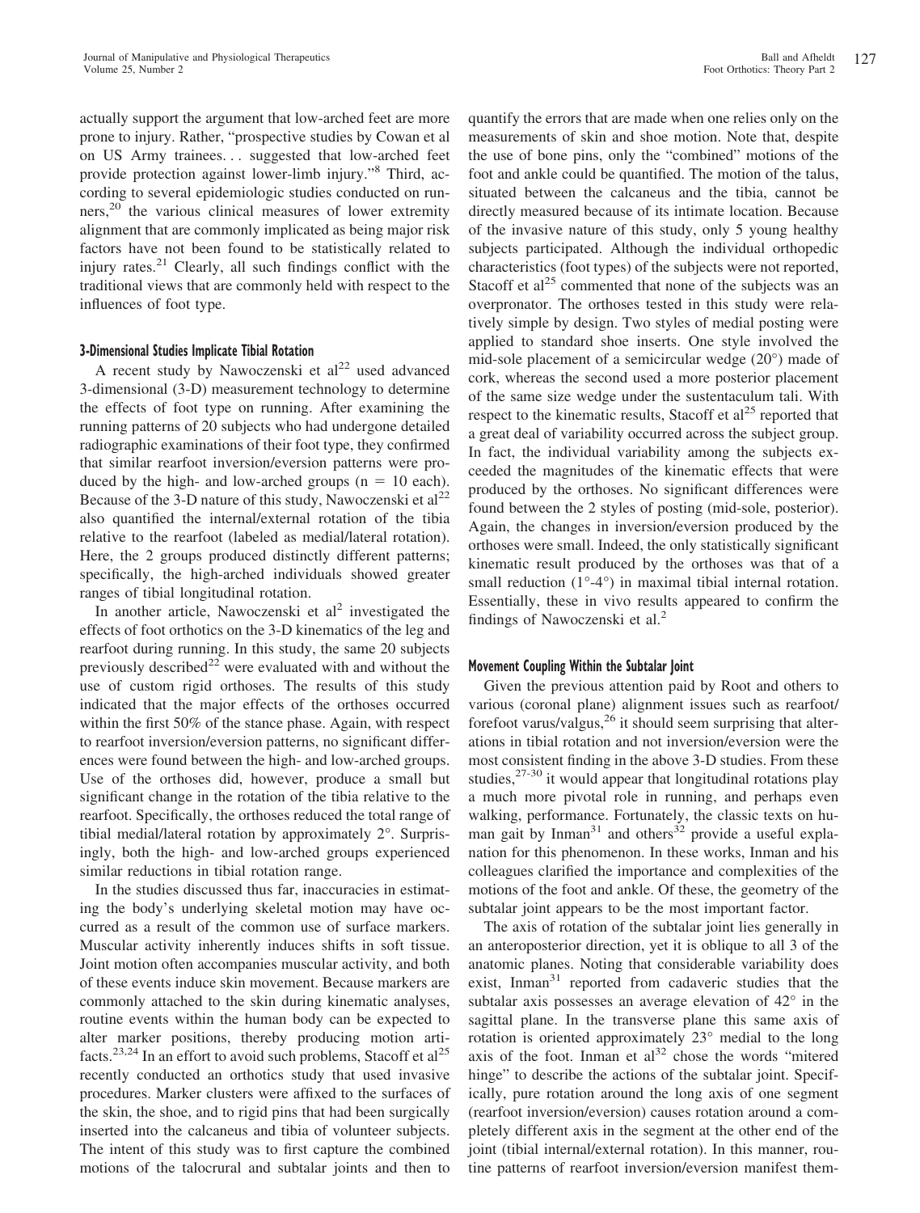actually support the argument that low-arched feet are more prone to injury. Rather, "prospective studies by Cowan et al on US Army trainees. . . suggested that low-arched feet provide protection against lower-limb injury."[8] Third, according to several epidemiologic studies conducted on runners,[20] the various clinical measures of lower extremity alignment that are commonly implicated as being major risk factors have not been found to be statistically related to injury rates.[21] Clearly, all such findings conflict with the traditional views that are commonly held with respect to the influences of foot type.

### 3-Dimensional Studies Implicate Tibial Rotation

A recent study by Nawoczenski et al[22] used advanced 3-dimensional (3-D) measurement technology to determine the effects of foot type on running. After examining the running patterns of 20 subjects who had undergone detailed radiographic examinations of their foot type, they confirmed that similar rearfoot inversion/eversion patterns were produced by the high- and low-arched groups ($n = 10$ each). Because of the 3-D nature of this study, Nawoczenski et al[22] also quantified the internal/external rotation of the tibia relative to the rearfoot (labeled as medial/lateral rotation). Here, the 2 groups produced distinctly different patterns; specifically, the high-arched individuals showed greater ranges of tibial longitudinal rotation.

In another article, Nawoczenski et al[2] investigated the effects of foot orthotics on the 3-D kinematics of the leg and rearfoot during running. In this study, the same 20 subjects previously described[22] were evaluated with and without the use of custom rigid orthoses. The results of this study indicated that the major effects of the orthoses occurred within the first 50% of the stance phase. Again, with respect to rearfoot inversion/eversion patterns, no significant differences were found between the high- and low-arched groups. Use of the orthoses did, however, produce a small but significant change in the rotation of the tibia relative to the rearfoot. Specifically, the orthoses reduced the total range of tibial medial/lateral rotation by approximately 2°. Surprisingly, both the high- and low-arched groups experienced similar reductions in tibial rotation range.

In the studies discussed thus far, inaccuracies in estimating the body's underlying skeletal motion may have occurred as a result of the common use of surface markers. Muscular activity inherently induces shifts in soft tissue. Joint motion often accompanies muscular activity, and both of these events induce skin movement. Because markers are commonly attached to the skin during kinematic analyses, routine events within the human body can be expected to alter marker positions, thereby producing motion artifacts.[23,24] In an effort to avoid such problems, Stacoff et al[25] recently conducted an orthotics study that used invasive procedures. Marker clusters were affixed to the surfaces of the skin, the shoe, and to rigid pins that had been surgically inserted into the calcaneus and tibia of volunteer subjects. The intent of this study was to first capture the combined motions of the talocrural and subtalar joints and then to quantify the errors that are made when one relies only on the measurements of skin and shoe motion. Note that, despite the use of bone pins, only the "combined" motions of the foot and ankle could be quantified. The motion of the talus, situated between the calcaneus and the tibia, cannot be directly measured because of its intimate location. Because of the invasive nature of this study, only 5 young healthy subjects participated. Although the individual orthopedic characteristics (foot types) of the subjects were not reported, Stacoff et al[25] commented that none of the subjects was an overpronator. The orthoses tested in this study were relatively simple by design. Two styles of medial posting were applied to standard shoe inserts. One style involved the mid-sole placement of a semicircular wedge (20°) made of cork, whereas the second used a more posterior placement of the same size wedge under the sustentaculum tali. With respect to the kinematic results, Stacoff et al[25] reported that a great deal of variability occurred across the subject group. In fact, the individual variability among the subjects exceeded the magnitudes of the kinematic effects that were produced by the orthoses. No significant differences were found between the 2 styles of posting (mid-sole, posterior). Again, the changes in inversion/eversion produced by the orthoses were small. Indeed, the only statistically significant kinematic result produced by the orthoses was that of a small reduction (1°-4°) in maximal tibial internal rotation. Essentially, these in vivo results appeared to confirm the findings of Nawoczenski et al.[2]

### Movement Coupling Within the Subtalar Joint

Given the previous attention paid by Root and others to various (coronal plane) alignment issues such as rearfoot/forefoot varus/valgus,[26] it should seem surprising that alterations in tibial rotation and not inversion/eversion were the most consistent finding in the above 3-D studies. From these studies,[27-30] it would appear that longitudinal rotations play a much more pivotal role in running, and perhaps even walking, performance. Fortunately, the classic texts on human gait by Inman[31] and others[32] provide a useful explanation for this phenomenon. In these works, Inman and his colleagues clarified the importance and complexities of the motions of the foot and ankle. Of these, the geometry of the subtalar joint appears to be the most important factor.

The axis of rotation of the subtalar joint lies generally in an anteroposterior direction, yet it is oblique to all 3 of the anatomic planes. Noting that considerable variability does exist, Inman[31] reported from cadaveric studies that the subtalar axis possesses an average elevation of 42° in the sagittal plane. In the transverse plane this same axis of rotation is oriented approximately 23° medial to the long axis of the foot. Inman et al[32] chose the words "mitered hinge" to describe the actions of the subtalar joint. Specifically, pure rotation around the long axis of one segment (rearfoot inversion/eversion) causes rotation around a completely different axis in the segment at the other end of the joint (tibial internal/external rotation). In this manner, routine patterns of rearfoot inversion/eversion manifest them-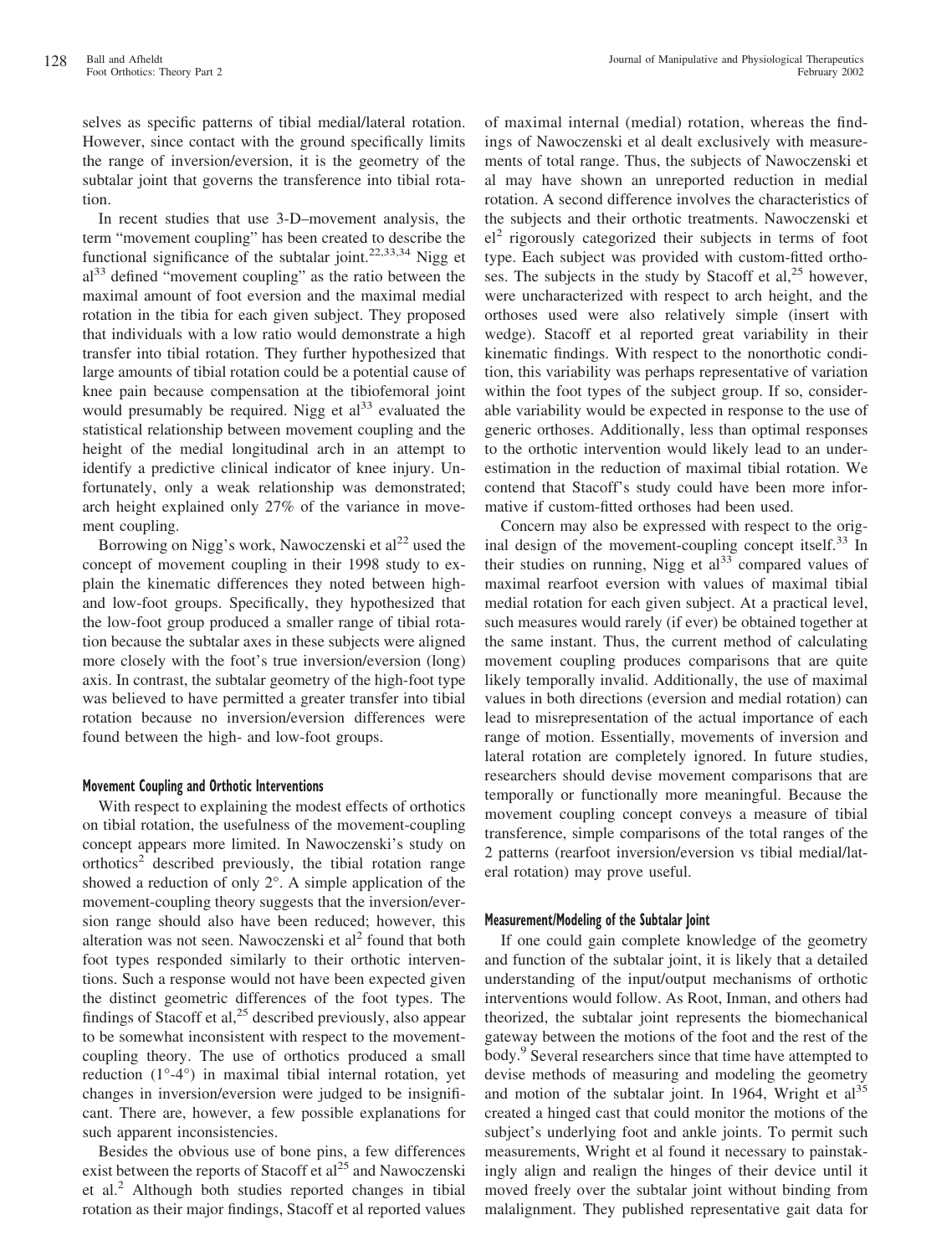selves as specific patterns of tibial medial/lateral rotation. However, since contact with the ground specifically limits the range of inversion/eversion, it is the geometry of the subtalar joint that governs the transference into tibial rotation.

In recent studies that use 3-D–movement analysis, the term "movement coupling" has been created to describe the functional significance of the subtalar joint.[22,33,34] Nigg et al[33] defined "movement coupling" as the ratio between the maximal amount of foot eversion and the maximal medial rotation in the tibia for each given subject. They proposed that individuals with a low ratio would demonstrate a high transfer into tibial rotation. They further hypothesized that large amounts of tibial rotation could be a potential cause of knee pain because compensation at the tibiofemoral joint would presumably be required. Nigg et al[33] evaluated the statistical relationship between movement coupling and the height of the medial longitudinal arch in an attempt to identify a predictive clinical indicator of knee injury. Unfortunately, only a weak relationship was demonstrated; arch height explained only 27% of the variance in movement coupling.

Borrowing on Nigg's work, Nawoczenski et al[22] used the concept of movement coupling in their 1998 study to explain the kinematic differences they noted between high- and low-foot groups. Specifically, they hypothesized that the low-foot group produced a smaller range of tibial rotation because the subtalar axes in these subjects were aligned more closely with the foot's true inversion/eversion (long) axis. In contrast, the subtalar geometry of the high-foot type was believed to have permitted a greater transfer into tibial rotation because no inversion/eversion differences were found between the high- and low-foot groups.

### Movement Coupling and Orthotic Interventions

With respect to explaining the modest effects of orthotics on tibial rotation, the usefulness of the movement-coupling concept appears more limited. In Nawoczenski's study on orthotics[2] described previously, the tibial rotation range showed a reduction of only 2°. A simple application of the movement-coupling theory suggests that the inversion/eversion range should also have been reduced; however, this alteration was not seen. Nawoczenski et al[2] found that both foot types responded similarly to their orthotic interventions. Such a response would not have been expected given the distinct geometric differences of the foot types. The findings of Stacoff et al,[25] described previously, also appear to be somewhat inconsistent with respect to the movement-coupling theory. The use of orthotics produced a small reduction (1°-4°) in maximal tibial internal rotation, yet changes in inversion/eversion were judged to be insignificant. There are, however, a few possible explanations for such apparent inconsistencies.

Besides the obvious use of bone pins, a few differences exist between the reports of Stacoff et al[25] and Nawoczenski et al.[2] Although both studies reported changes in tibial rotation as their major findings, Stacoff et al reported values of maximal internal (medial) rotation, whereas the findings of Nawoczenski et al dealt exclusively with measurements of total range. Thus, the subjects of Nawoczenski et al may have shown an unreported reduction in medial rotation. A second difference involves the characteristics of the subjects and their orthotic treatments. Nawoczenski et el[2] rigorously categorized their subjects in terms of foot type. Each subject was provided with custom-fitted orthoses. The subjects in the study by Stacoff et al,[25] however, were uncharacterized with respect to arch height, and the orthoses used were also relatively simple (insert with wedge). Stacoff et al reported great variability in their kinematic findings. With respect to the nonorthotic condition, this variability was perhaps representative of variation within the foot types of the subject group. If so, considerable variability would be expected in response to the use of generic orthoses. Additionally, less than optimal responses to the orthotic intervention would likely lead to an underestimation in the reduction of maximal tibial rotation. We contend that Stacoff's study could have been more informative if custom-fitted orthoses had been used.

Concern may also be expressed with respect to the original design of the movement-coupling concept itself.[33] In their studies on running, Nigg et al[33] compared values of maximal rearfoot eversion with values of maximal tibial medial rotation for each given subject. At a practical level, such measures would rarely (if ever) be obtained together at the same instant. Thus, the current method of calculating movement coupling produces comparisons that are quite likely temporally invalid. Additionally, the use of maximal values in both directions (eversion and medial rotation) can lead to misrepresentation of the actual importance of each range of motion. Essentially, movements of inversion and lateral rotation are completely ignored. In future studies, researchers should devise movement comparisons that are temporally or functionally more meaningful. Because the movement coupling concept conveys a measure of tibial transference, simple comparisons of the total ranges of the 2 patterns (rearfoot inversion/eversion vs tibial medial/lateral rotation) may prove useful.

### Measurement/Modeling of the Subtalar Joint

If one could gain complete knowledge of the geometry and function of the subtalar joint, it is likely that a detailed understanding of the input/output mechanisms of orthotic interventions would follow. As Root, Inman, and others had theorized, the subtalar joint represents the biomechanical gateway between the motions of the foot and the rest of the body.[9] Several researchers since that time have attempted to devise methods of measuring and modeling the geometry and motion of the subtalar joint. In 1964, Wright et al[35] created a hinged cast that could monitor the motions of the subject's underlying foot and ankle joints. To permit such measurements, Wright et al found it necessary to painstakingly align and realign the hinges of their device until it moved freely over the subtalar joint without binding from malalignment. They published representative gait data for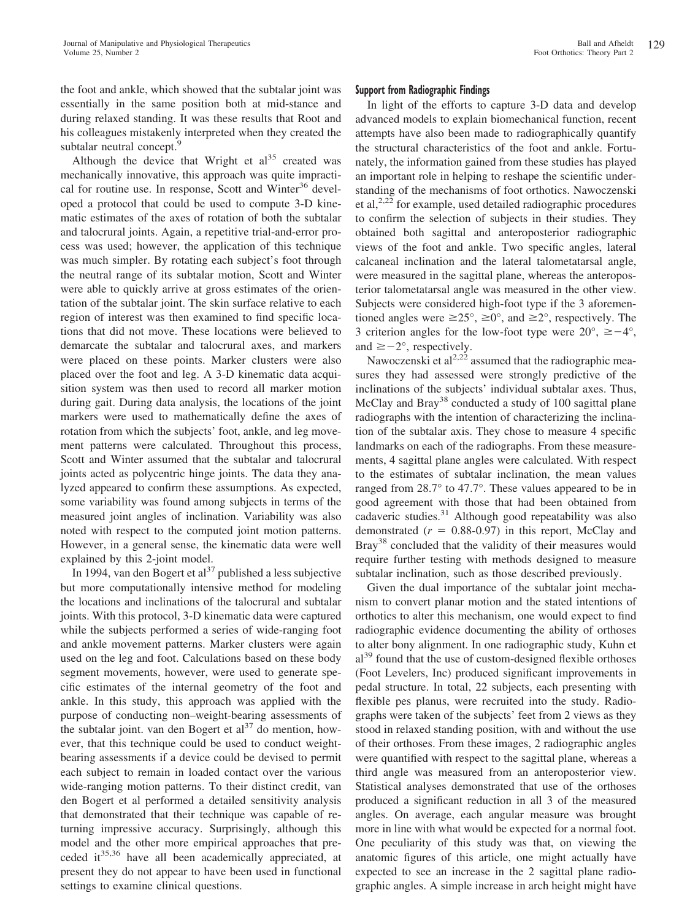the foot and ankle, which showed that the subtalar joint was essentially in the same position both at mid-stance and during relaxed standing. It was these results that Root and his colleagues mistakenly interpreted when they created the subtalar neutral concept.[9]

Although the device that Wright et al[35] created was mechanically innovative, this approach was quite impractical for routine use. In response, Scott and Winter[36] developed a protocol that could be used to compute 3-D kinematic estimates of the axes of rotation of both the subtalar and talocrural joints. Again, a repetitive trial-and-error process was used; however, the application of this technique was much simpler. By rotating each subject's foot through the neutral range of its subtalar motion, Scott and Winter were able to quickly arrive at gross estimates of the orientation of the subtalar joint. The skin surface relative to each region of interest was then examined to find specific locations that did not move. These locations were believed to demarcate the subtalar and talocrural axes, and markers were placed on these points. Marker clusters were also placed over the foot and leg. A 3-D kinematic data acquisition system was then used to record all marker motion during gait. During data analysis, the locations of the joint markers were used to mathematically define the axes of rotation from which the subjects' foot, ankle, and leg movement patterns were calculated. Throughout this process, Scott and Winter assumed that the subtalar and talocrural joints acted as polycentric hinge joints. The data they analyzed appeared to confirm these assumptions. As expected, some variability was found among subjects in terms of the measured joint angles of inclination. Variability was also noted with respect to the computed joint motion patterns. However, in a general sense, the kinematic data were well explained by this 2-joint model.

In 1994, van den Bogert et al[37] published a less subjective but more computationally intensive method for modeling the locations and inclinations of the talocrural and subtalar joints. With this protocol, 3-D kinematic data were captured while the subjects performed a series of wide-ranging foot and ankle movement patterns. Marker clusters were again used on the leg and foot. Calculations based on these body segment movements, however, were used to generate specific estimates of the internal geometry of the foot and ankle. In this study, this approach was applied with the purpose of conducting non–weight-bearing assessments of the subtalar joint. van den Bogert et al[37] do mention, however, that this technique could be used to conduct weight-bearing assessments if a device could be devised to permit each subject to remain in loaded contact over the various wide-ranging motion patterns. To their distinct credit, van den Bogert et al performed a detailed sensitivity analysis that demonstrated that their technique was capable of returning impressive accuracy. Surprisingly, although this model and the other more empirical approaches that preceded it[35,36] have all been academically appreciated, at present they do not appear to have been used in functional settings to examine clinical questions.

### Support from Radiographic Findings

In light of the efforts to capture 3-D data and develop advanced models to explain biomechanical function, recent attempts have also been made to radiographically quantify the structural characteristics of the foot and ankle. Fortunately, the information gained from these studies has played an important role in helping to reshape the scientific understanding of the mechanisms of foot orthotics. Nawoczenski et al,[2,22] for example, used detailed radiographic procedures to confirm the selection of subjects in their studies. They obtained both sagittal and anteroposterior radiographic views of the foot and ankle. Two specific angles, lateral calcaneal inclination and the lateral talometatarsal angle, were measured in the sagittal plane, whereas the anteroposterior talometatarsal angle was measured in the other view. Subjects were considered high-foot type if the 3 aforementioned angles were $\geq 25°$, $\geq 0°$, and $\geq 2°$, respectively. The 3 criterion angles for the low-foot type were $20°$, $\geq -4°$, and $\geq -2°$, respectively.

Nawoczenski et al[2,22] assumed that the radiographic measures they had assessed were strongly predictive of the inclinations of the subjects' individual subtalar axes. Thus, McClay and Bray[38] conducted a study of 100 sagittal plane radiographs with the intention of characterizing the inclination of the subtalar axis. They chose to measure 4 specific landmarks on each of the radiographs. From these measurements, 4 sagittal plane angles were calculated. With respect to the estimates of subtalar inclination, the mean values ranged from $28.7°$ to $47.7°$. These values appeared to be in good agreement with those that had been obtained from cadaveric studies.[31] Although good repeatability was also demonstrated ($r$ = 0.88-0.97) in this report, McClay and Bray[38] concluded that the validity of their measures would require further testing with methods designed to measure subtalar inclination, such as those described previously.

Given the dual importance of the subtalar joint mechanism to convert planar motion and the stated intentions of orthotics to alter this mechanism, one would expect to find radiographic evidence documenting the ability of orthoses to alter bony alignment. In one radiographic study, Kuhn et al[39] found that the use of custom-designed flexible orthoses (Foot Levelers, Inc) produced significant improvements in pedal structure. In total, 22 subjects, each presenting with flexible pes planus, were recruited into the study. Radiographs were taken of the subjects' feet from 2 views as they stood in relaxed standing position, with and without the use of their orthoses. From these images, 2 radiographic angles were quantified with respect to the sagittal plane, whereas a third angle was measured from an anteroposterior view. Statistical analyses demonstrated that use of the orthoses produced a significant reduction in all 3 of the measured angles. On average, each angular measure was brought more in line with what would be expected for a normal foot. One peculiarity of this study was that, on viewing the anatomic figures of this article, one might actually have expected to see an increase in the 2 sagittal plane radiographic angles. A simple increase in arch height might have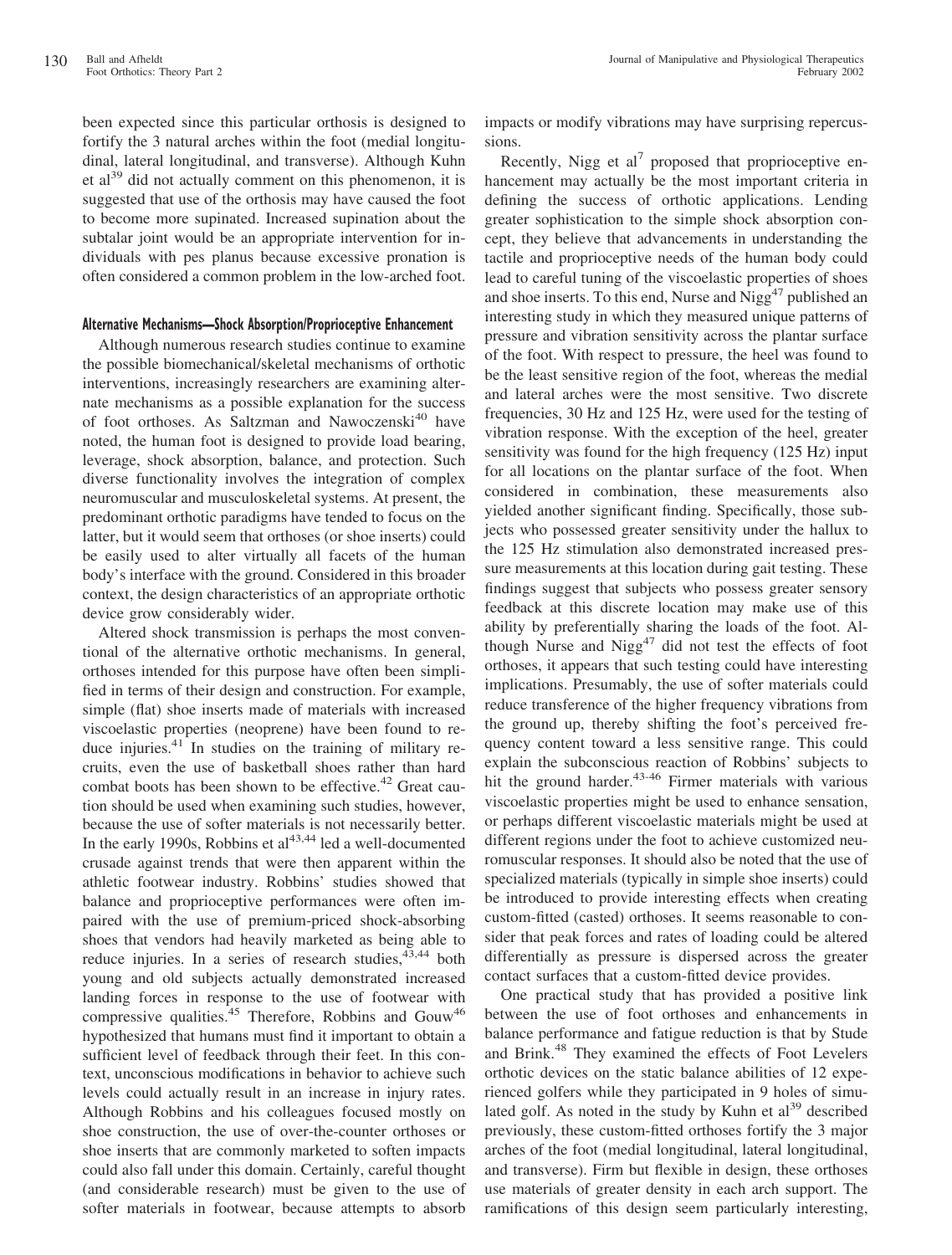been expected since this particular orthosis is designed to fortify the 3 natural arches within the foot (medial longitudinal, lateral longitudinal, and transverse). Although Kuhn et al[39] did not actually comment on this phenomenon, it is suggested that use of the orthosis may have caused the foot to become more supinated. Increased supination about the subtalar joint would be an appropriate intervention for individuals with pes planus because excessive pronation is often considered a common problem in the low-arched foot.

### Alternative Mechanisms—Shock Absorption/Proprioceptive Enhancement

Although numerous research studies continue to examine the possible biomechanical/skeletal mechanisms of orthotic interventions, increasingly researchers are examining alternate mechanisms as a possible explanation for the success of foot orthoses. As Saltzman and Nawoczenski[40] have noted, the human foot is designed to provide load bearing, leverage, shock absorption, balance, and protection. Such diverse functionality involves the integration of complex neuromuscular and musculoskeletal systems. At present, the predominant orthotic paradigms have tended to focus on the latter, but it would seem that orthoses (or shoe inserts) could be easily used to alter virtually all facets of the human body's interface with the ground. Considered in this broader context, the design characteristics of an appropriate orthotic device grow considerably wider.

Altered shock transmission is perhaps the most conventional of the alternative orthotic mechanisms. In general, orthoses intended for this purpose have often been simplified in terms of their design and construction. For example, simple (flat) shoe inserts made of materials with increased viscoelastic properties (neoprene) have been found to reduce injuries.[41] In studies on the training of military recruits, even the use of basketball shoes rather than hard combat boots has been shown to be effective.[42] Great caution should be used when examining such studies, however, because the use of softer materials is not necessarily better. In the early 1990s, Robbins et al[43,44] led a well-documented crusade against trends that were then apparent within the athletic footwear industry. Robbins' studies showed that balance and proprioceptive performances were often impaired with the use of premium-priced shock-absorbing shoes that vendors had heavily marketed as being able to reduce injuries. In a series of research studies,[43,44] both young and old subjects actually demonstrated increased landing forces in response to the use of footwear with compressive qualities.[45] Therefore, Robbins and Gouw[46] hypothesized that humans must find it important to obtain a sufficient level of feedback through their feet. In this context, unconscious modifications in behavior to achieve such levels could actually result in an increase in injury rates. Although Robbins and his colleagues focused mostly on shoe construction, the use of over-the-counter orthoses or shoe inserts that are commonly marketed to soften impacts could also fall under this domain. Certainly, careful thought (and considerable research) must be given to the use of softer materials in footwear, because attempts to absorb impacts or modify vibrations may have surprising repercussions.

Recently, Nigg et al[7] proposed that proprioceptive enhancement may actually be the most important criteria in defining the success of orthotic applications. Lending greater sophistication to the simple shock absorption concept, they believe that advancements in understanding the tactile and proprioceptive needs of the human body could lead to careful tuning of the viscoelastic properties of shoes and shoe inserts. To this end, Nurse and Nigg[47] published an interesting study in which they measured unique patterns of pressure and vibration sensitivity across the plantar surface of the foot. With respect to pressure, the heel was found to be the least sensitive region of the foot, whereas the medial and lateral arches were the most sensitive. Two discrete frequencies, 30 Hz and 125 Hz, were used for the testing of vibration response. With the exception of the heel, greater sensitivity was found for the high frequency (125 Hz) input for all locations on the plantar surface of the foot. When considered in combination, these measurements also yielded another significant finding. Specifically, those subjects who possessed greater sensitivity under the hallux to the 125 Hz stimulation also demonstrated increased pressure measurements at this location during gait testing. These findings suggest that subjects who possess greater sensory feedback at this discrete location may make use of this ability by preferentially sharing the loads of the foot. Although Nurse and Nigg[47] did not test the effects of foot orthoses, it appears that such testing could have interesting implications. Presumably, the use of softer materials could reduce transference of the higher frequency vibrations from the ground up, thereby shifting the foot's perceived frequency content toward a less sensitive range. This could explain the subconscious reaction of Robbins' subjects to hit the ground harder.[43-46] Firmer materials with various viscoelastic properties might be used to enhance sensation, or perhaps different viscoelastic materials might be used at different regions under the foot to achieve customized neuromuscular responses. It should also be noted that the use of specialized materials (typically in simple shoe inserts) could be introduced to provide interesting effects when creating custom-fitted (casted) orthoses. It seems reasonable to consider that peak forces and rates of loading could be altered differentially as pressure is dispersed across the greater contact surfaces that a custom-fitted device provides.

One practical study that has provided a positive link between the use of foot orthoses and enhancements in balance performance and fatigue reduction is that by Stude and Brink.[48] They examined the effects of Foot Levelers orthotic devices on the static balance abilities of 12 experienced golfers while they participated in 9 holes of simulated golf. As noted in the study by Kuhn et al[39] described previously, these custom-fitted orthoses fortify the 3 major arches of the foot (medial longitudinal, lateral longitudinal, and transverse). Firm but flexible in design, these orthoses use materials of greater density in each arch support. The ramifications of this design seem particularly interesting,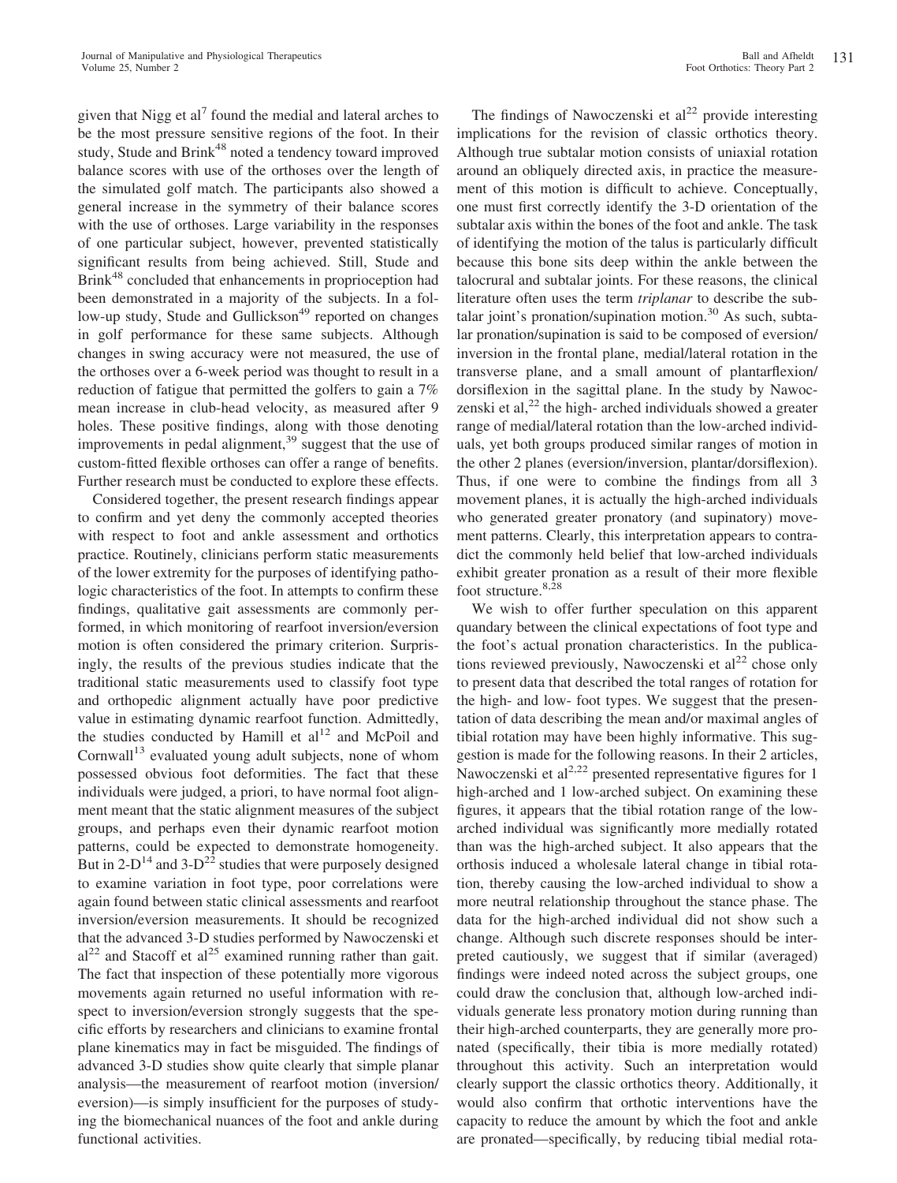given that Nigg et al[7] found the medial and lateral arches to be the most pressure sensitive regions of the foot. In their study, Stude and Brink[48] noted a tendency toward improved balance scores with use of the orthoses over the length of the simulated golf match. The participants also showed a general increase in the symmetry of their balance scores with the use of orthoses. Large variability in the responses of one particular subject, however, prevented statistically significant results from being achieved. Still, Stude and Brink[48] concluded that enhancements in proprioception had been demonstrated in a majority of the subjects. In a follow-up study, Stude and Gullickson[49] reported on changes in golf performance for these same subjects. Although changes in swing accuracy were not measured, the use of the orthoses over a 6-week period was thought to result in a reduction of fatigue that permitted the golfers to gain a 7% mean increase in club-head velocity, as measured after 9 holes. These positive findings, along with those denoting improvements in pedal alignment,[39] suggest that the use of custom-fitted flexible orthoses can offer a range of benefits. Further research must be conducted to explore these effects.

Considered together, the present research findings appear to confirm and yet deny the commonly accepted theories with respect to foot and ankle assessment and orthotics practice. Routinely, clinicians perform static measurements of the lower extremity for the purposes of identifying pathologic characteristics of the foot. In attempts to confirm these findings, qualitative gait assessments are commonly performed, in which monitoring of rearfoot inversion/eversion motion is often considered the primary criterion. Surprisingly, the results of the previous studies indicate that the traditional static measurements used to classify foot type and orthopedic alignment actually have poor predictive value in estimating dynamic rearfoot function. Admittedly, the studies conducted by Hamill et al[12] and McPoil and Cornwall[13] evaluated young adult subjects, none of whom possessed obvious foot deformities. The fact that these individuals were judged, a priori, to have normal foot alignment meant that the static alignment measures of the subject groups, and perhaps even their dynamic rearfoot motion patterns, could be expected to demonstrate homogeneity. But in 2-D[14] and 3-D[22] studies that were purposely designed to examine variation in foot type, poor correlations were again found between static clinical assessments and rearfoot inversion/eversion measurements. It should be recognized that the advanced 3-D studies performed by Nawoczenski et al[22] and Stacoff et al[25] examined running rather than gait. The fact that inspection of these potentially more vigorous movements again returned no useful information with respect to inversion/eversion strongly suggests that the specific efforts by researchers and clinicians to examine frontal plane kinematics may in fact be misguided. The findings of advanced 3-D studies show quite clearly that simple planar analysis—the measurement of rearfoot motion (inversion/eversion)—is simply insufficient for the purposes of studying the biomechanical nuances of the foot and ankle during functional activities.

The findings of Nawoczenski et al[22] provide interesting implications for the revision of classic orthotics theory. Although true subtalar motion consists of uniaxial rotation around an obliquely directed axis, in practice the measurement of this motion is difficult to achieve. Conceptually, one must first correctly identify the 3-D orientation of the subtalar axis within the bones of the foot and ankle. The task of identifying the motion of the talus is particularly difficult because this bone sits deep within the ankle between the talocrural and subtalar joints. For these reasons, the clinical literature often uses the term *triplanar* to describe the subtalar joint's pronation/supination motion.[30] As such, subtalar pronation/supination is said to be composed of eversion/inversion in the frontal plane, medial/lateral rotation in the transverse plane, and a small amount of plantarflexion/dorsiflexion in the sagittal plane. In the study by Nawoczenski et al,[22] the high- arched individuals showed a greater range of medial/lateral rotation than the low-arched individuals, yet both groups produced similar ranges of motion in the other 2 planes (eversion/inversion, plantar/dorsiflexion). Thus, if one were to combine the findings from all 3 movement planes, it is actually the high-arched individuals who generated greater pronatory (and supinatory) movement patterns. Clearly, this interpretation appears to contradict the commonly held belief that low-arched individuals exhibit greater pronation as a result of their more flexible foot structure.[8,28]

We wish to offer further speculation on this apparent quandary between the clinical expectations of foot type and the foot's actual pronation characteristics. In the publications reviewed previously, Nawoczenski et al[22] chose only to present data that described the total ranges of rotation for the high- and low- foot types. We suggest that the presentation of data describing the mean and/or maximal angles of tibial rotation may have been highly informative. This suggestion is made for the following reasons. In their 2 articles, Nawoczenski et al[2,22] presented representative figures for 1 high-arched and 1 low-arched subject. On examining these figures, it appears that the tibial rotation range of the low-arched individual was significantly more medially rotated than was the high-arched subject. It also appears that the orthosis induced a wholesale lateral change in tibial rotation, thereby causing the low-arched individual to show a more neutral relationship throughout the stance phase. The data for the high-arched individual did not show such a change. Although such discrete responses should be interpreted cautiously, we suggest that if similar (averaged) findings were indeed noted across the subject groups, one could draw the conclusion that, although low-arched individuals generate less pronatory motion during running than their high-arched counterparts, they are generally more pronated (specifically, their tibia is more medially rotated) throughout this activity. Such an interpretation would clearly support the classic orthotics theory. Additionally, it would also confirm that orthotic interventions have the capacity to reduce the amount by which the foot and ankle are pronated—specifically, by reducing tibial medial rota-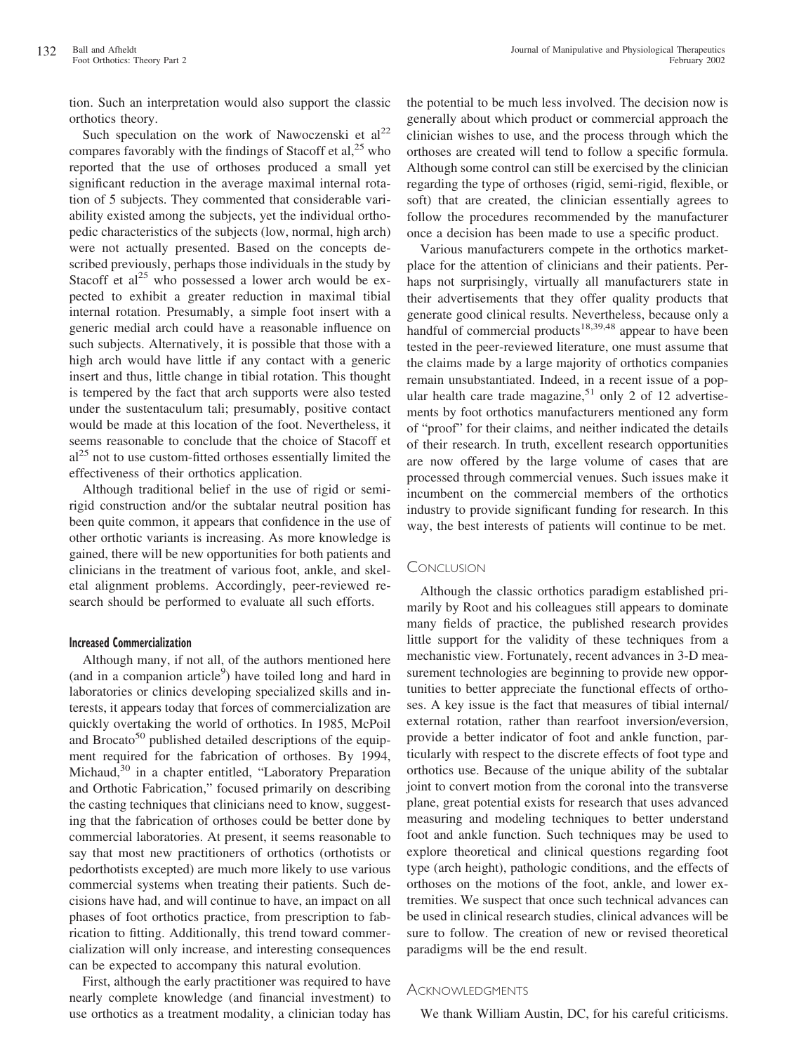tion. Such an interpretation would also support the classic orthotics theory.

Such speculation on the work of Nawoczenski et al[22] compares favorably with the findings of Stacoff et al,[25] who reported that the use of orthoses produced a small yet significant reduction in the average maximal internal rotation of 5 subjects. They commented that considerable variability existed among the subjects, yet the individual orthopedic characteristics of the subjects (low, normal, high arch) were not actually presented. Based on the concepts described previously, perhaps those individuals in the study by Stacoff et al[25] who possessed a lower arch would be expected to exhibit a greater reduction in maximal tibial internal rotation. Presumably, a simple foot insert with a generic medial arch could have a reasonable influence on such subjects. Alternatively, it is possible that those with a high arch would have little if any contact with a generic insert and thus, little change in tibial rotation. This thought is tempered by the fact that arch supports were also tested under the sustentaculum tali; presumably, positive contact would be made at this location of the foot. Nevertheless, it seems reasonable to conclude that the choice of Stacoff et al[25] not to use custom-fitted orthoses essentially limited the effectiveness of their orthotics application.

Although traditional belief in the use of rigid or semirigid construction and/or the subtalar neutral position has been quite common, it appears that confidence in the use of other orthotic variants is increasing. As more knowledge is gained, there will be new opportunities for both patients and clinicians in the treatment of various foot, ankle, and skeletal alignment problems. Accordingly, peer-reviewed research should be performed to evaluate all such efforts.

### Increased Commercialization

Although many, if not all, of the authors mentioned here (and in a companion article[9]) have toiled long and hard in laboratories or clinics developing specialized skills and interests, it appears today that forces of commercialization are quickly overtaking the world of orthotics. In 1985, McPoil and Brocato[50] published detailed descriptions of the equipment required for the fabrication of orthoses. By 1994, Michaud,[30] in a chapter entitled, "Laboratory Preparation and Orthotic Fabrication," focused primarily on describing the casting techniques that clinicians need to know, suggesting that the fabrication of orthoses could be better done by commercial laboratories. At present, it seems reasonable to say that most new practitioners of orthotics (orthotists or pedorthotists excepted) are much more likely to use various commercial systems when treating their patients. Such decisions have had, and will continue to have, an impact on all phases of foot orthotics practice, from prescription to fabrication to fitting. Additionally, this trend toward commercialization will only increase, and interesting consequences can be expected to accompany this natural evolution.

First, although the early practitioner was required to have nearly complete knowledge (and financial investment) to use orthotics as a treatment modality, a clinician today has the potential to be much less involved. The decision now is generally about which product or commercial approach the clinician wishes to use, and the process through which the orthoses are created will tend to follow a specific formula. Although some control can still be exercised by the clinician regarding the type of orthoses (rigid, semi-rigid, flexible, or soft) that are created, the clinician essentially agrees to follow the procedures recommended by the manufacturer once a decision has been made to use a specific product.

Various manufacturers compete in the orthotics marketplace for the attention of clinicians and their patients. Perhaps not surprisingly, virtually all manufacturers state in their advertisements that they offer quality products that generate good clinical results. Nevertheless, because only a handful of commercial products[18,39,48] appear to have been tested in the peer-reviewed literature, one must assume that the claims made by a large majority of orthotics companies remain unsubstantiated. Indeed, in a recent issue of a popular health care trade magazine,[51] only 2 of 12 advertisements by foot orthotics manufacturers mentioned any form of "proof" for their claims, and neither indicated the details of their research. In truth, excellent research opportunities are now offered by the large volume of cases that are processed through commercial venues. Such issues make it incumbent on the commercial members of the orthotics industry to provide significant funding for research. In this way, the best interests of patients will continue to be met.

## Conclusion

Although the classic orthotics paradigm established primarily by Root and his colleagues still appears to dominate many fields of practice, the published research provides little support for the validity of these techniques from a mechanistic view. Fortunately, recent advances in 3-D measurement technologies are beginning to provide new opportunities to better appreciate the functional effects of orthoses. A key issue is the fact that measures of tibial internal/external rotation, rather than rearfoot inversion/eversion, provide a better indicator of foot and ankle function, particularly with respect to the discrete effects of foot type and orthotics use. Because of the unique ability of the subtalar joint to convert motion from the coronal into the transverse plane, great potential exists for research that uses advanced measuring and modeling techniques to better understand foot and ankle function. Such techniques may be used to explore theoretical and clinical questions regarding foot type (arch height), pathologic conditions, and the effects of orthoses on the motions of the foot, ankle, and lower extremities. We suspect that once such technical advances can be used in clinical research studies, clinical advances will be sure to follow. The creation of new or revised theoretical paradigms will be the end result.

## Acknowledgments

We thank William Austin, DC, for his careful criticisms.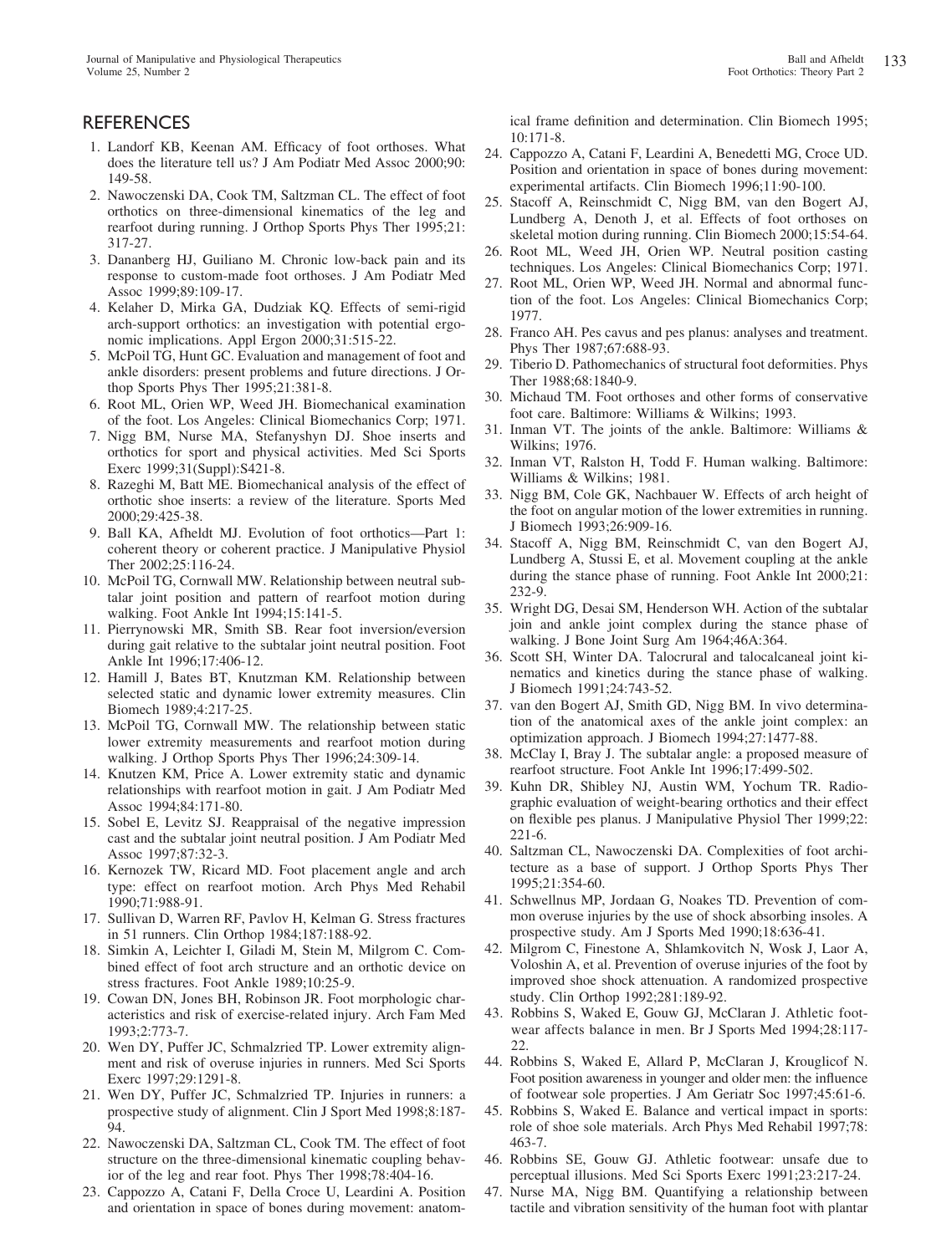## REFERENCES

1. Landorf KB, Keenan AM. Efficacy of foot orthoses. What does the literature tell us? J Am Podiatr Med Assoc 2000;90: 149-58.
2. Nawoczenski DA, Cook TM, Saltzman CL. The effect of foot orthotics on three-dimensional kinematics of the leg and rearfoot during running. J Orthop Sports Phys Ther 1995;21: 317-27.
3. Dananberg HJ, Guiliano M. Chronic low-back pain and its response to custom-made foot orthoses. J Am Podiatr Med Assoc 1999;89:109-17.
4. Kelaher D, Mirka GA, Dudziak KQ. Effects of semi-rigid arch-support orthotics: an investigation with potential ergonomic implications. Appl Ergon 2000;31:515-22.
5. McPoil TG, Hunt GC. Evaluation and management of foot and ankle disorders: present problems and future directions. J Orthop Sports Phys Ther 1995;21:381-8.
6. Root ML, Orien WP, Weed JH. Biomechanical examination of the foot. Los Angeles: Clinical Biomechanics Corp; 1971.
7. Nigg BM, Nurse MA, Stefanyshyn DJ. Shoe inserts and orthotics for sport and physical activities. Med Sci Sports Exerc 1999;31(Suppl):S421-8.
8. Razeghi M, Batt ME. Biomechanical analysis of the effect of orthotic shoe inserts: a review of the literature. Sports Med 2000;29:425-38.
9. Ball KA, Afheldt MJ. Evolution of foot orthotics—Part 1: coherent theory or coherent practice. J Manipulative Physiol Ther 2002;25:116-24.
10. McPoil TG, Cornwall MW. Relationship between neutral subtalar joint position and pattern of rearfoot motion during walking. Foot Ankle Int 1994;15:141-5.
11. Pierrynowski MR, Smith SB. Rear foot inversion/eversion during gait relative to the subtalar joint neutral position. Foot Ankle Int 1996;17:406-12.
12. Hamill J, Bates BT, Knutzman KM. Relationship between selected static and dynamic lower extremity measures. Clin Biomech 1989;4:217-25.
13. McPoil TG, Cornwall MW. The relationship between static lower extremity measurements and rearfoot motion during walking. J Orthop Sports Phys Ther 1996;24:309-14.
14. Knutzen KM, Price A. Lower extremity static and dynamic relationships with rearfoot motion in gait. J Am Podiatr Med Assoc 1994;84:171-80.
15. Sobel E, Levitz SJ. Reappraisal of the negative impression cast and the subtalar joint neutral position. J Am Podiatr Med Assoc 1997;87:32-3.
16. Kernozek TW, Ricard MD. Foot placement angle and arch type: effect on rearfoot motion. Arch Phys Med Rehabil 1990;71:988-91.
17. Sullivan D, Warren RF, Pavlov H, Kelman G. Stress fractures in 51 runners. Clin Orthop 1984;187:188-92.
18. Simkin A, Leichter I, Giladi M, Stein M, Milgrom C. Combined effect of foot arch structure and an orthotic device on stress fractures. Foot Ankle 1989;10:25-9.
19. Cowan DN, Jones BH, Robinson JR. Foot morphologic characteristics and risk of exercise-related injury. Arch Fam Med 1993;2:773-7.
20. Wen DY, Puffer JC, Schmalzried TP. Lower extremity alignment and risk of overuse injuries in runners. Med Sci Sports Exerc 1997;29:1291-8.
21. Wen DY, Puffer JC, Schmalzried TP. Injuries in runners: a prospective study of alignment. Clin J Sport Med 1998;8:187-94.
22. Nawoczenski DA, Saltzman CL, Cook TM. The effect of foot structure on the three-dimensional kinematic coupling behavior of the leg and rear foot. Phys Ther 1998;78:404-16.
23. Cappozzo A, Catani F, Della Croce U, Leardini A. Position and orientation in space of bones during movement: anatomical frame definition and determination. Clin Biomech 1995; 10:171-8.
24. Cappozzo A, Catani F, Leardini A, Benedetti MG, Croce UD. Position and orientation in space of bones during movement: experimental artifacts. Clin Biomech 1996;11:90-100.
25. Stacoff A, Reinschmidt C, Nigg BM, van den Bogert AJ, Lundberg A, Denoth J, et al. Effects of foot orthoses on skeletal motion during running. Clin Biomech 2000;15:54-64.
26. Root ML, Weed JH, Orien WP. Neutral position casting techniques. Los Angeles: Clinical Biomechanics Corp; 1971.
27. Root ML, Orien WP, Weed JH. Normal and abnormal function of the foot. Los Angeles: Clinical Biomechanics Corp; 1977.
28. Franco AH. Pes cavus and pes planus: analyses and treatment. Phys Ther 1987;67:688-93.
29. Tiberio D. Pathomechanics of structural foot deformities. Phys Ther 1988;68:1840-9.
30. Michaud TM. Foot orthoses and other forms of conservative foot care. Baltimore: Williams & Wilkins; 1993.
31. Inman VT. The joints of the ankle. Baltimore: Williams & Wilkins; 1976.
32. Inman VT, Ralston H, Todd F. Human walking. Baltimore: Williams & Wilkins; 1981.
33. Nigg BM, Cole GK, Nachbauer W. Effects of arch height of the foot on angular motion of the lower extremities in running. J Biomech 1993;26:909-16.
34. Stacoff A, Nigg BM, Reinschmidt C, van den Bogert AJ, Lundberg A, Stussi E, et al. Movement coupling at the ankle during the stance phase of running. Foot Ankle Int 2000;21: 232-9.
35. Wright DG, Desai SM, Henderson WH. Action of the subtalar join and ankle joint complex during the stance phase of walking. J Bone Joint Surg Am 1964;46A:364.
36. Scott SH, Winter DA. Talocrural and talocalcaneal joint kinematics and kinetics during the stance phase of walking. J Biomech 1991;24:743-52.
37. van den Bogert AJ, Smith GD, Nigg BM. In vivo determination of the anatomical axes of the ankle joint complex: an optimization approach. J Biomech 1994;27:1477-88.
38. McClay I, Bray J. The subtalar angle: a proposed measure of rearfoot structure. Foot Ankle Int 1996;17:499-502.
39. Kuhn DR, Shibley NJ, Austin WM, Yochum TR. Radiographic evaluation of weight-bearing orthotics and their effect on flexible pes planus. J Manipulative Physiol Ther 1999;22: 221-6.
40. Saltzman CL, Nawoczenski DA. Complexities of foot architecture as a base of support. J Orthop Sports Phys Ther 1995;21:354-60.
41. Schwellnus MP, Jordaan G, Noakes TD. Prevention of common overuse injuries by the use of shock absorbing insoles. A prospective study. Am J Sports Med 1990;18:636-41.
42. Milgrom C, Finestone A, Shlamkovitch N, Wosk J, Laor A, Voloshin A, et al. Prevention of overuse injuries of the foot by improved shoe shock attenuation. A randomized prospective study. Clin Orthop 1992;281:189-92.
43. Robbins S, Waked E, Gouw GJ, McClaran J. Athletic footwear affects balance in men. Br J Sports Med 1994;28:117-22.
44. Robbins S, Waked E, Allard P, McClaran J, Krouglicof N. Foot position awareness in younger and older men: the influence of footwear sole properties. J Am Geriatr Soc 1997;45:61-6.
45. Robbins S, Waked E. Balance and vertical impact in sports: role of shoe sole materials. Arch Phys Med Rehabil 1997;78: 463-7.
46. Robbins SE, Gouw GJ. Athletic footwear: unsafe due to perceptual illusions. Med Sci Sports Exerc 1991;23:217-24.
47. Nurse MA, Nigg BM. Quantifying a relationship between tactile and vibration sensitivity of the human foot with plantar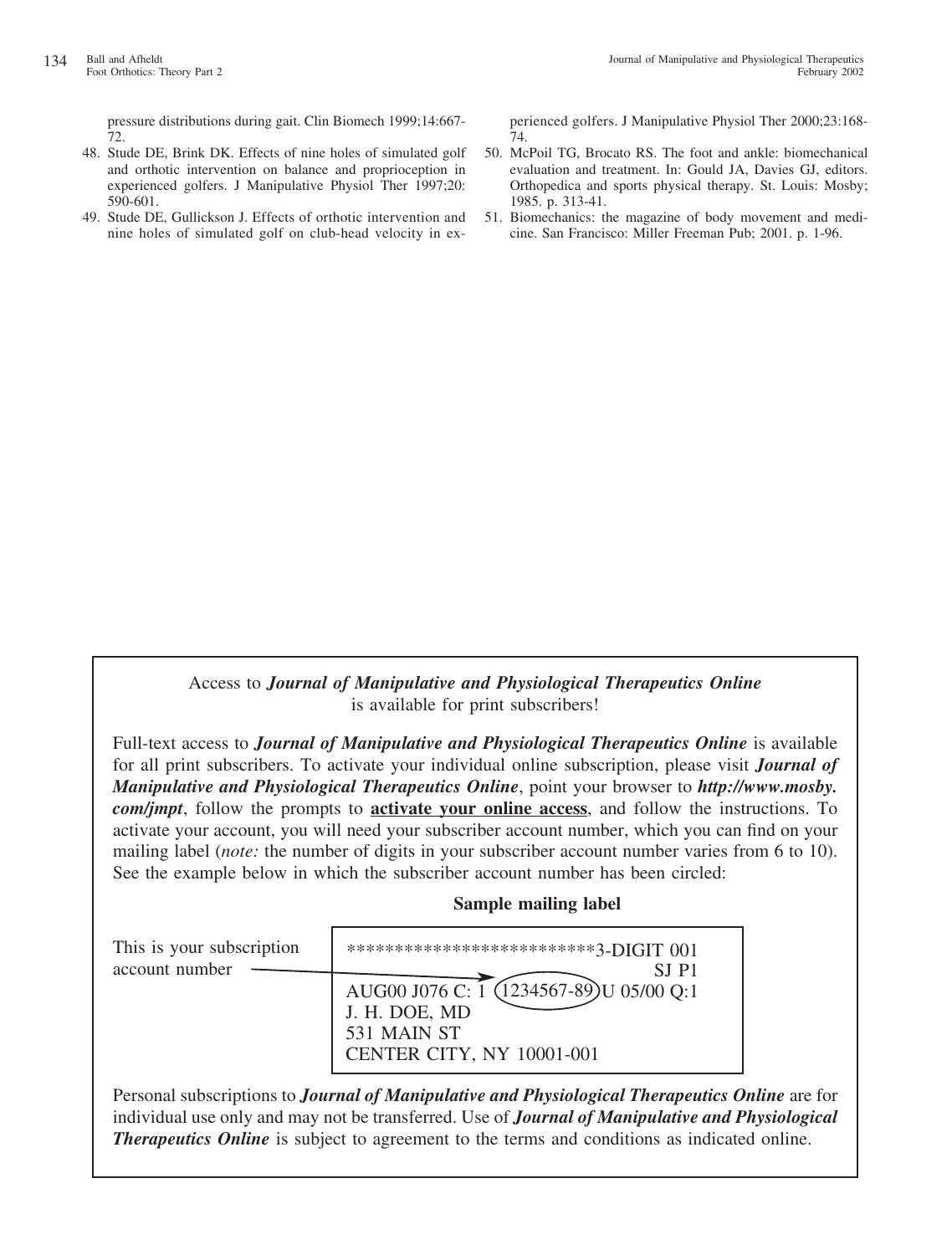pressure distributions during gait. Clin Biomech 1999;14:667-72.

48. Stude DE, Brink DK. Effects of nine holes of simulated golf and orthotic intervention on balance and proprioception in experienced golfers. J Manipulative Physiol Ther 1997;20:590-601.
49. Stude DE, Gullickson J. Effects of orthotic intervention and nine holes of simulated golf on club-head velocity in experienced golfers. J Manipulative Physiol Ther 2000;23:168-74.
50. McPoil TG, Brocato RS. The foot and ankle: biomechanical evaluation and treatment. In: Gould JA, Davies GJ, editors. Orthopedica and sports physical therapy. St. Louis: Mosby; 1985. p. 313-41.
51. Biomechanics: the magazine of body movement and medicine. San Francisco: Miller Freeman Pub; 2001. p. 1-96.

---

Access to ***Journal of Manipulative and Physiological Therapeutics Online*** is available for print subscribers!

Full-text access to ***Journal of Manipulative and Physiological Therapeutics Online*** is available for all print subscribers. To activate your individual online subscription, please visit ***Journal of Manipulative and Physiological Therapeutics Online***, point your browser to ***http://www.mosby.com/jmpt***, follow the prompts to **activate your online access**, and follow the instructions. To activate your account, you will need your subscriber account number, which you can find on your mailing label (*note:* the number of digits in your subscriber account number varies from 6 to 10). See the example below in which the subscriber account number has been circled:

**Sample mailing label**

This is your subscription account number → 1234567-89

```
*************************3-DIGIT 001
                               SJ P1
AUG00 J076 C: 1 (1234567-89) U 05/00 Q:1
J. H. DOE, MD
531 MAIN ST
CENTER CITY, NY 10001-001
```

Personal subscriptions to ***Journal of Manipulative and Physiological Therapeutics Online*** are for individual use only and may not be transferred. Use of ***Journal of Manipulative and Physiological Therapeutics Online*** is subject to agreement to the terms and conditions as indicated online.